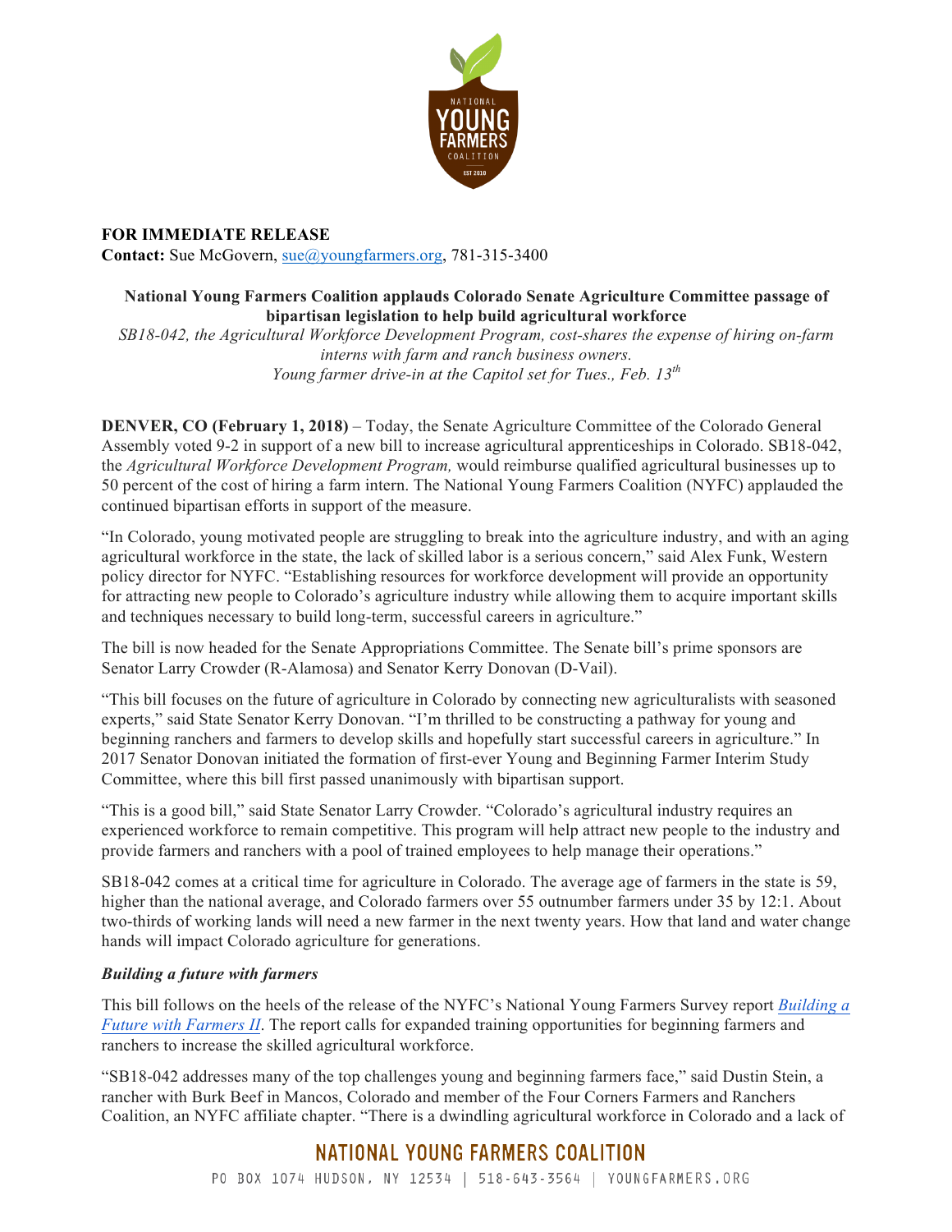**FOR IMMEDIATE RELEASE**
**Contact:** Sue McGovern, sue@youngfarmers.org, 781-315-3400

**National Young Farmers Coalition applauds Colorado Senate Agriculture Committee passage of bipartisan legislation to help build agricultural workforce**

*SB18-042, the Agricultural Workforce Development Program, cost-shares the expense of hiring on-farm interns with farm and ranch business owners.*
*Young farmer drive-in at the Capitol set for Tues., Feb. 13th*

**DENVER, CO (February 1, 2018)** – Today, the Senate Agriculture Committee of the Colorado General Assembly voted 9-2 in support of a new bill to increase agricultural apprenticeships in Colorado. SB18-042, the *Agricultural Workforce Development Program,* would reimburse qualified agricultural businesses up to 50 percent of the cost of hiring a farm intern. The National Young Farmers Coalition (NYFC) applauded the continued bipartisan efforts in support of the measure.

"In Colorado, young motivated people are struggling to break into the agriculture industry, and with an aging agricultural workforce in the state, the lack of skilled labor is a serious concern," said Alex Funk, Western policy director for NYFC. "Establishing resources for workforce development will provide an opportunity for attracting new people to Colorado's agriculture industry while allowing them to acquire important skills and techniques necessary to build long-term, successful careers in agriculture."

The bill is now headed for the Senate Appropriations Committee. The Senate bill's prime sponsors are Senator Larry Crowder (R-Alamosa) and Senator Kerry Donovan (D-Vail).

"This bill focuses on the future of agriculture in Colorado by connecting new agriculturalists with seasoned experts," said State Senator Kerry Donovan. "I'm thrilled to be constructing a pathway for young and beginning ranchers and farmers to develop skills and hopefully start successful careers in agriculture." In 2017 Senator Donovan initiated the formation of first-ever Young and Beginning Farmer Interim Study Committee, where this bill first passed unanimously with bipartisan support.

"This is a good bill," said State Senator Larry Crowder. "Colorado's agricultural industry requires an experienced workforce to remain competitive. This program will help attract new people to the industry and provide farmers and ranchers with a pool of trained employees to help manage their operations."

SB18-042 comes at a critical time for agriculture in Colorado. The average age of farmers in the state is 59, higher than the national average, and Colorado farmers over 55 outnumber farmers under 35 by 12:1. About two-thirds of working lands will need a new farmer in the next twenty years. How that land and water change hands will impact Colorado agriculture for generations.

***Building a future with farmers***

This bill follows on the heels of the release of the NYFC's National Young Farmers Survey report *Building a Future with Farmers II*. The report calls for expanded training opportunities for beginning farmers and ranchers to increase the skilled agricultural workforce.

"SB18-042 addresses many of the top challenges young and beginning farmers face," said Dustin Stein, a rancher with Burk Beef in Mancos, Colorado and member of the Four Corners Farmers and Ranchers Coalition, an NYFC affiliate chapter. "There is a dwindling agricultural workforce in Colorado and a lack of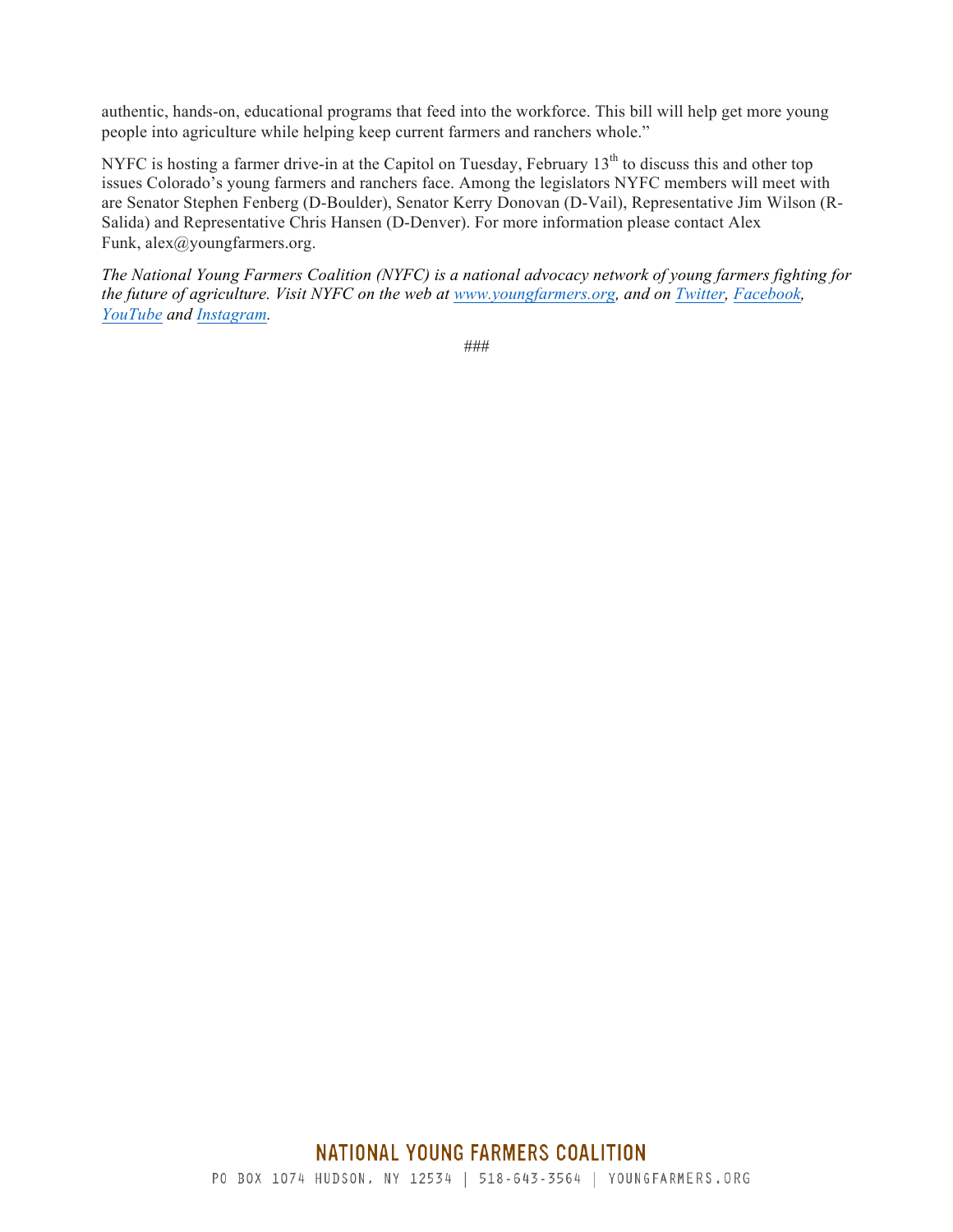authentic, hands-on, educational programs that feed into the workforce. This bill will help get more young people into agriculture while helping keep current farmers and ranchers whole."

NYFC is hosting a farmer drive-in at the Capitol on Tuesday, February 13th to discuss this and other top issues Colorado's young farmers and ranchers face. Among the legislators NYFC members will meet with are Senator Stephen Fenberg (D-Boulder), Senator Kerry Donovan (D-Vail), Representative Jim Wilson (R-Salida) and Representative Chris Hansen (D-Denver). For more information please contact Alex Funk, alex@youngfarmers.org.

*The National Young Farmers Coalition (NYFC) is a national advocacy network of young farmers fighting for the future of agriculture. Visit NYFC on the web at [www.youngfarmers.org](www.youngfarmers.org), and on Twitter, Facebook, YouTube and Instagram.*

###

NATIONAL YOUNG FARMERS COALITION

PO BOX 1074 HUDSON, NY 12534 | 518-643-3564 | YOUNGFARMERS.ORG